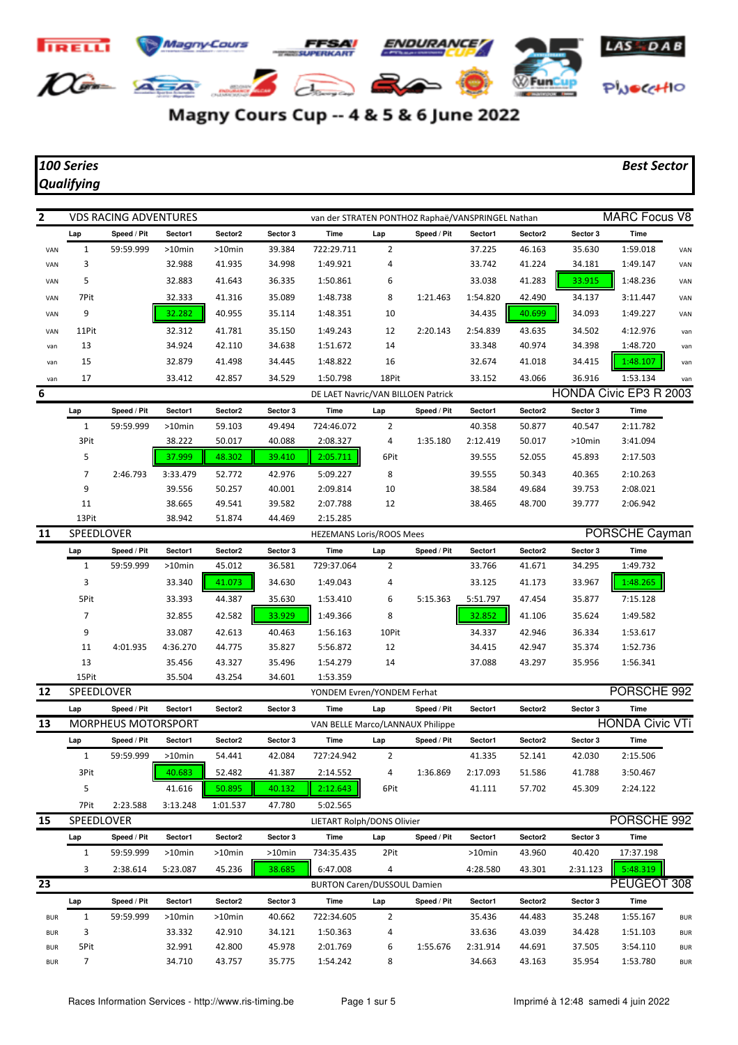# Magny Cours Cup -- 4 & 5 & 6 June 2022

***100 Series*** ***Best Sector***

***Qualifying***

## 2 VDS RACING ADVENTURES — van der STRATEN PONTHOZ Raphaë/VANSPRINGEL Nathan — MARC Focus V8

| | Lap | Speed / Pit | Sector1 | Sector2 | Sector 3 | Time | Lap | Speed / Pit | Sector1 | Sector2 | Sector 3 | Time | |
|---|---|---|---|---|---|---|---|---|---|---|---|---|---|
| VAN | 1 | 59:59.999 | >10min | >10min | 39.384 | 722:29.711 | 2 | | 37.225 | 46.163 | 35.630 | 1:59.018 | VAN |
| VAN | 3 | | 32.988 | 41.935 | 34.998 | 1:49.921 | 4 | | 33.742 | 41.224 | 34.181 | 1:49.147 | VAN |
| VAN | 5 | | 32.883 | 41.643 | 36.335 | 1:50.861 | 6 | | 33.038 | 41.283 | 33.915 | 1:48.236 | VAN |
| VAN | 7Pit | | 32.333 | 41.316 | 35.089 | 1:48.738 | 8 | 1:21.463 | 1:54.820 | 42.490 | 34.137 | 3:11.447 | VAN |
| VAN | 9 | | 32.282 | 40.955 | 35.114 | 1:48.351 | 10 | | 34.435 | 40.699 | 34.093 | 1:49.227 | VAN |
| VAN | 11Pit | | 32.312 | 41.781 | 35.150 | 1:49.243 | 12 | 2:20.143 | 2:54.839 | 43.635 | 34.502 | 4:12.976 | van |
| van | 13 | | 34.924 | 42.110 | 34.638 | 1:51.672 | 14 | | 33.348 | 40.974 | 34.398 | 1:48.720 | van |
| van | 15 | | 32.879 | 41.498 | 34.445 | 1:48.822 | 16 | | 32.674 | 41.018 | 34.415 | 1:48.107 | van |
| van | 17 | | 33.412 | 42.857 | 34.529 | 1:50.798 | 18Pit | | 33.152 | 43.066 | 36.916 | 1:53.134 | van |

## 6 — DE LAET Navric/VAN BILLOEN Patrick — HONDA Civic EP3 R 2003

| Lap | Speed / Pit | Sector1 | Sector2 | Sector 3 | Time | Lap | Speed / Pit | Sector1 | Sector2 | Sector 3 | Time |
|---|---|---|---|---|---|---|---|---|---|---|---|
| 1 | 59:59.999 | >10min | 59.103 | 49.494 | 724:46.072 | 2 | | 40.358 | 50.877 | 40.547 | 2:11.782 |
| 3Pit | | 38.222 | 50.017 | 40.088 | 2:08.327 | 4 | 1:35.180 | 2:12.419 | 50.017 | >10min | 3:41.094 |
| 5 | | 37.999 | 48.302 | 39.410 | 2:05.711 | 6Pit | | 39.555 | 52.055 | 45.893 | 2:17.503 |
| 7 | 2:46.793 | 3:33.479 | 52.772 | 42.976 | 5:09.227 | 8 | | 39.555 | 50.343 | 40.365 | 2:10.263 |
| 9 | | 39.556 | 50.257 | 40.001 | 2:09.814 | 10 | | 38.584 | 49.684 | 39.753 | 2:08.021 |
| 11 | | 38.665 | 49.541 | 39.582 | 2:07.788 | 12 | | 38.465 | 48.700 | 39.777 | 2:06.942 |
| 13Pit | | 38.942 | 51.874 | 44.469 | 2:15.285 | | | | | | |

## 11 SPEEDLOVER — HEZEMANS Loris/ROOS Mees — PORSCHE Cayman

| Lap | Speed / Pit | Sector1 | Sector2 | Sector 3 | Time | Lap | Speed / Pit | Sector1 | Sector2 | Sector 3 | Time |
|---|---|---|---|---|---|---|---|---|---|---|---|
| 1 | 59:59.999 | >10min | 45.012 | 36.581 | 729:37.064 | 2 | | 33.766 | 41.671 | 34.295 | 1:49.732 |
| 3 | | 33.340 | 41.073 | 34.630 | 1:49.043 | 4 | | 33.125 | 41.173 | 33.967 | 1:48.265 |
| 5Pit | | 33.393 | 44.387 | 35.630 | 1:53.410 | 6 | 5:15.363 | 5:51.797 | 47.454 | 35.877 | 7:15.128 |
| 7 | | 32.855 | 42.582 | 33.929 | 1:49.366 | 8 | | 32.852 | 41.106 | 35.624 | 1:49.582 |
| 9 | | 33.087 | 42.613 | 40.463 | 1:56.163 | 10Pit | | 34.337 | 42.946 | 36.334 | 1:53.617 |
| 11 | 4:01.935 | 4:36.270 | 44.775 | 35.827 | 5:56.872 | 12 | | 34.415 | 42.947 | 35.374 | 1:52.736 |
| 13 | | 35.456 | 43.327 | 35.496 | 1:54.279 | 14 | | 37.088 | 43.297 | 35.956 | 1:56.341 |
| 15Pit | | 35.504 | 43.254 | 34.601 | 1:53.359 | | | | | | |

## 12 SPEEDLOVER — YONDEM Evren/YONDEM Ferhat — PORSCHE 992

| Lap | Speed / Pit | Sector1 | Sector2 | Sector 3 | Time | Lap | Speed / Pit | Sector1 | Sector2 | Sector 3 | Time |
|---|---|---|---|---|---|---|---|---|---|---|---|

## 13 MORPHEUS MOTORSPORT — VAN BELLE Marco/LANNAUX Philippe — HONDA Civic VTi

| Lap | Speed / Pit | Sector1 | Sector2 | Sector 3 | Time | Lap | Speed / Pit | Sector1 | Sector2 | Sector 3 | Time |
|---|---|---|---|---|---|---|---|---|---|---|---|
| 1 | 59:59.999 | >10min | 54.441 | 42.084 | 727:24.942 | 2 | | 41.335 | 52.141 | 42.030 | 2:15.506 |
| 3Pit | | 40.683 | 52.482 | 41.387 | 2:14.552 | 4 | 1:36.869 | 2:17.093 | 51.586 | 41.788 | 3:50.467 |
| 5 | | 41.616 | 50.895 | 40.132 | 2:12.643 | 6Pit | | 41.111 | 57.702 | 45.309 | 2:24.122 |
| 7Pit | 2:23.588 | 3:13.248 | 1:01.537 | 47.780 | 5:02.565 | | | | | | |

## 15 SPEEDLOVER — LIETART Rolph/DONS Olivier — PORSCHE 992

| Lap | Speed / Pit | Sector1 | Sector2 | Sector 3 | Time | Lap | Speed / Pit | Sector1 | Sector2 | Sector 3 | Time |
|---|---|---|---|---|---|---|---|---|---|---|---|
| 1 | 59:59.999 | >10min | >10min | >10min | 734:35.435 | 2Pit | | >10min | 43.960 | 40.420 | 17:37.198 |
| 3 | 2:38.614 | 5:23.087 | 45.236 | 38.685 | 6:47.008 | 4 | | 4:28.580 | 43.301 | 2:31.123 | 5:48.319 |

## 23 — BURTON Caren/DUSSOUL Damien — PEUGEOT 308

| | Lap | Speed / Pit | Sector1 | Sector2 | Sector 3 | Time | Lap | Speed / Pit | Sector1 | Sector2 | Sector 3 | Time | |
|---|---|---|---|---|---|---|---|---|---|---|---|---|---|
| BUR | 1 | 59:59.999 | >10min | >10min | 40.662 | 722:34.605 | 2 | | 35.436 | 44.483 | 35.248 | 1:55.167 | BUR |
| BUR | 3 | | 33.332 | 42.910 | 34.121 | 1:50.363 | 4 | | 33.636 | 43.039 | 34.428 | 1:51.103 | BUR |
| BUR | 5Pit | | 32.991 | 42.800 | 45.978 | 2:01.769 | 6 | 1:55.676 | 2:31.914 | 44.691 | 37.505 | 3:54.110 | BUR |
| BUR | 7 | | 34.710 | 43.757 | 35.775 | 1:54.242 | 8 | | 34.663 | 43.163 | 35.954 | 1:53.780 | BUR |

Races Information Services - http://www.ris-timing.be Imprimé à 12:48 samedi 4 juin 2022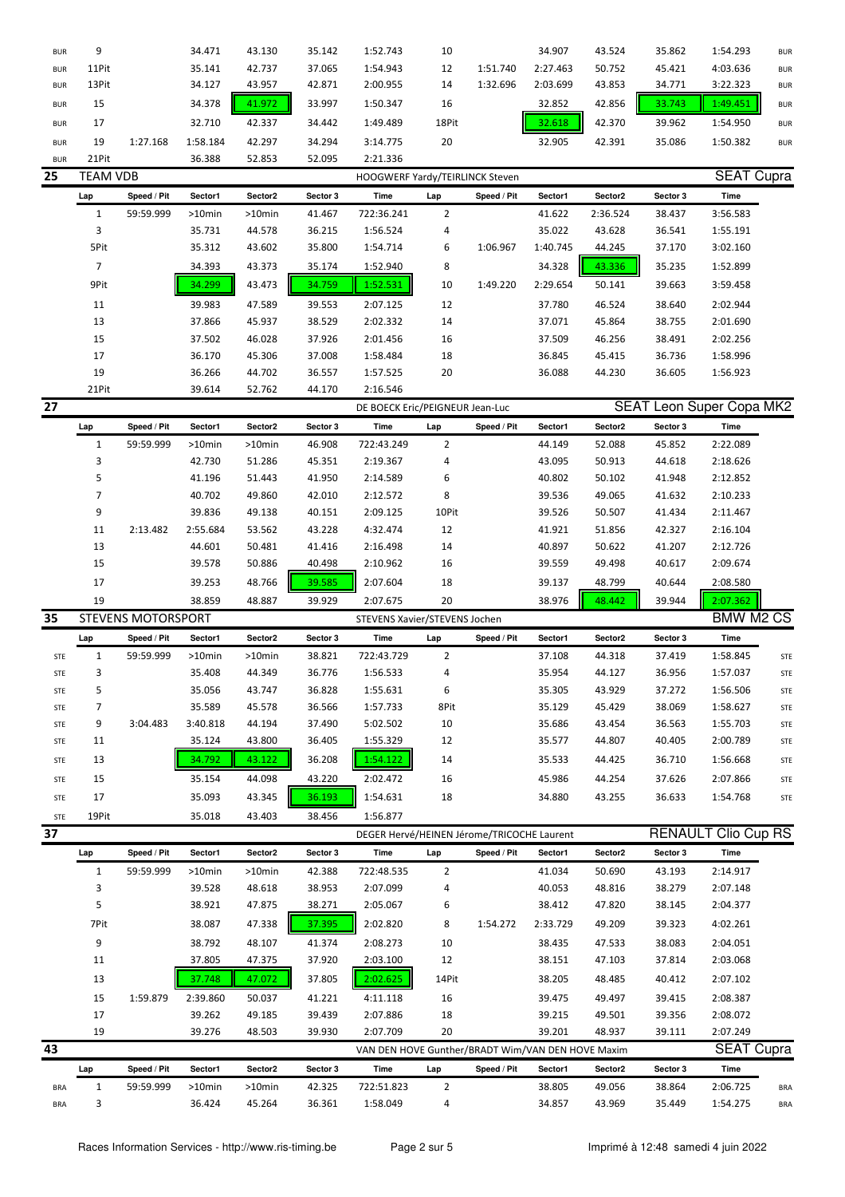| | Lap | Speed / Pit | Sector1 | Sector2 | Sector 3 | Time | Lap | Speed / Pit | Sector1 | Sector2 | Sector 3 | Time | |
|---|---|---|---|---|---|---|---|---|---|---|---|---|---|
| BUR | 9 | | 34.471 | 43.130 | 35.142 | 1:52.743 | 10 | | 34.907 | 43.524 | 35.862 | 1:54.293 | BUR |
| BUR | 11Pit | | 35.141 | 42.737 | 37.065 | 1:54.943 | 12 | 1:51.740 | 2:27.463 | 50.752 | 45.421 | 4:03.636 | BUR |
| BUR | 13Pit | | 34.127 | 43.957 | 42.871 | 2:00.955 | 14 | 1:32.696 | 2:03.699 | 43.853 | 34.771 | 3:22.323 | BUR |
| BUR | 15 | | 34.378 | 41.972 | 33.997 | 1:50.347 | 16 | | 32.852 | 42.856 | 33.743 | 1:49.451 | BUR |
| BUR | 17 | | 32.710 | 42.337 | 34.442 | 1:49.489 | 18Pit | | 32.618 | 42.370 | 39.962 | 1:54.950 | BUR |
| BUR | 19 | 1:27.168 | 1:58.184 | 42.297 | 34.294 | 3:14.775 | 20 | | 32.905 | 42.391 | 35.086 | 1:50.382 | BUR |
| BUR | 21Pit | | 36.388 | 52.853 | 52.095 | 2:21.336 | | | | | | | |

## 25 TEAM VDB — HOOGWERF Yardy/TEIRLINCK Steven — SEAT Cupra

| Lap | Speed / Pit | Sector1 | Sector2 | Sector 3 | Time | Lap | Speed / Pit | Sector1 | Sector2 | Sector 3 | Time |
|---|---|---|---|---|---|---|---|---|---|---|---|
| 1 | 59:59.999 | >10min | >10min | 41.467 | 722:36.241 | 2 | | 41.622 | 2:36.524 | 38.437 | 3:56.583 |
| 3 | | 35.731 | 44.578 | 36.215 | 1:56.524 | 4 | | 35.022 | 43.628 | 36.541 | 1:55.191 |
| 5Pit | | 35.312 | 43.602 | 35.800 | 1:54.714 | 6 | 1:06.967 | 1:40.745 | 44.245 | 37.170 | 3:02.160 |
| 7 | | 34.393 | 43.373 | 35.174 | 1:52.940 | 8 | | 34.328 | 43.336 | 35.235 | 1:52.899 |
| 9Pit | | 34.299 | 43.473 | 34.759 | 1:52.531 | 10 | 1:49.220 | 2:29.654 | 50.141 | 39.663 | 3:59.458 |
| 11 | | 39.983 | 47.589 | 39.553 | 2:07.125 | 12 | | 37.780 | 46.524 | 38.640 | 2:02.944 |
| 13 | | 37.866 | 45.937 | 38.529 | 2:02.332 | 14 | | 37.071 | 45.864 | 38.755 | 2:01.690 |
| 15 | | 37.502 | 46.028 | 37.926 | 2:01.456 | 16 | | 37.509 | 46.256 | 38.491 | 2:02.256 |
| 17 | | 36.170 | 45.306 | 37.008 | 1:58.484 | 18 | | 36.845 | 45.415 | 36.736 | 1:58.996 |
| 19 | | 36.266 | 44.702 | 36.557 | 1:57.525 | 20 | | 36.088 | 44.230 | 36.605 | 1:56.923 |
| 21Pit | | 39.614 | 52.762 | 44.170 | 2:16.546 | | | | | | |

## 27 — DE BOECK Eric/PEIGNEUR Jean-Luc — SEAT Leon Super Copa MK2

| Lap | Speed / Pit | Sector1 | Sector2 | Sector 3 | Time | Lap | Speed / Pit | Sector1 | Sector2 | Sector 3 | Time |
|---|---|---|---|---|---|---|---|---|---|---|---|
| 1 | 59:59.999 | >10min | >10min | 46.908 | 722:43.249 | 2 | | 44.149 | 52.088 | 45.852 | 2:22.089 |
| 3 | | 42.730 | 51.286 | 45.351 | 2:19.367 | 4 | | 43.095 | 50.913 | 44.618 | 2:18.626 |
| 5 | | 41.196 | 51.443 | 41.950 | 2:14.589 | 6 | | 40.802 | 50.102 | 41.948 | 2:12.852 |
| 7 | | 40.702 | 49.860 | 42.010 | 2:12.572 | 8 | | 39.536 | 49.065 | 41.632 | 2:10.233 |
| 9 | | 39.836 | 49.138 | 40.151 | 2:09.125 | 10Pit | | 39.526 | 50.507 | 41.434 | 2:11.467 |
| 11 | 2:13.482 | 2:55.684 | 53.562 | 43.228 | 4:32.474 | 12 | | 41.921 | 51.856 | 42.327 | 2:16.104 |
| 13 | | 44.601 | 50.481 | 41.416 | 2:16.498 | 14 | | 40.897 | 50.622 | 41.207 | 2:12.726 |
| 15 | | 39.578 | 50.886 | 40.498 | 2:10.962 | 16 | | 39.559 | 49.498 | 40.617 | 2:09.674 |
| 17 | | 39.253 | 48.766 | 39.585 | 2:07.604 | 18 | | 39.137 | 48.799 | 40.644 | 2:08.580 |
| 19 | | 38.859 | 48.887 | 39.929 | 2:07.675 | 20 | | 38.976 | 48.442 | 39.944 | 2:07.362 |

## 35 STEVENS MOTORSPORT — STEVENS Xavier/STEVENS Jochen — BMW M2 CS

| | Lap | Speed / Pit | Sector1 | Sector2 | Sector 3 | Time | Lap | Speed / Pit | Sector1 | Sector2 | Sector 3 | Time | |
|---|---|---|---|---|---|---|---|---|---|---|---|---|---|
| STE | 1 | 59:59.999 | >10min | >10min | 38.821 | 722:43.729 | 2 | | 37.108 | 44.318 | 37.419 | 1:58.845 | STE |
| STE | 3 | | 35.408 | 44.349 | 36.776 | 1:56.533 | 4 | | 35.954 | 44.127 | 36.956 | 1:57.037 | STE |
| STE | 5 | | 35.056 | 43.747 | 36.828 | 1:55.631 | 6 | | 35.305 | 43.929 | 37.272 | 1:56.506 | STE |
| STE | 7 | | 35.589 | 45.578 | 36.566 | 1:57.733 | 8Pit | | 35.129 | 45.429 | 38.069 | 1:58.627 | STE |
| STE | 9 | 3:04.483 | 3:40.818 | 44.194 | 37.490 | 5:02.502 | 10 | | 35.686 | 43.454 | 36.563 | 1:55.703 | STE |
| STE | 11 | | 35.124 | 43.800 | 36.405 | 1:55.329 | 12 | | 35.577 | 44.807 | 40.405 | 2:00.789 | STE |
| STE | 13 | | 34.792 | 43.122 | 36.208 | 1:54.122 | 14 | | 35.533 | 44.425 | 36.710 | 1:56.668 | STE |
| STE | 15 | | 35.154 | 44.098 | 43.220 | 2:02.472 | 16 | | 45.986 | 44.254 | 37.626 | 2:07.866 | STE |
| STE | 17 | | 35.093 | 43.345 | 36.193 | 1:54.631 | 18 | | 34.880 | 43.255 | 36.633 | 1:54.768 | STE |
| STE | 19Pit | | 35.018 | 43.403 | 38.456 | 1:56.877 | | | | | | | |

## 37 — DEGER Hervé/HEINEN Jérome/TRICOCHE Laurent — RENAULT Clio Cup RS

| Lap | Speed / Pit | Sector1 | Sector2 | Sector 3 | Time | Lap | Speed / Pit | Sector1 | Sector2 | Sector 3 | Time |
|---|---|---|---|---|---|---|---|---|---|---|---|
| 1 | 59:59.999 | >10min | >10min | 42.388 | 722:48.535 | 2 | | 41.034 | 50.690 | 43.193 | 2:14.917 |
| 3 | | 39.528 | 48.618 | 38.953 | 2:07.099 | 4 | | 40.053 | 48.816 | 38.279 | 2:07.148 |
| 5 | | 38.921 | 47.875 | 38.271 | 2:05.067 | 6 | | 38.412 | 47.820 | 38.145 | 2:04.377 |
| 7Pit | | 38.087 | 47.338 | 37.395 | 2:02.820 | 8 | 1:54.272 | 2:33.729 | 49.209 | 39.323 | 4:02.261 |
| 9 | | 38.792 | 48.107 | 41.374 | 2:08.273 | 10 | | 38.435 | 47.533 | 38.083 | 2:04.051 |
| 11 | | 37.805 | 47.375 | 37.920 | 2:03.100 | 12 | | 38.151 | 47.103 | 37.814 | 2:03.068 |
| 13 | | 37.748 | 47.072 | 37.805 | 2:02.625 | 14Pit | | 38.205 | 48.485 | 40.412 | 2:07.102 |
| 15 | 1:59.879 | 2:39.860 | 50.037 | 41.221 | 4:11.118 | 16 | | 39.475 | 49.497 | 39.415 | 2:08.387 |
| 17 | | 39.262 | 49.185 | 39.439 | 2:07.886 | 18 | | 39.215 | 49.501 | 39.356 | 2:08.072 |
| 19 | | 39.276 | 48.503 | 39.930 | 2:07.709 | 20 | | 39.201 | 48.937 | 39.111 | 2:07.249 |

## 43 — VAN DEN HOVE Gunther/BRADT Wim/VAN DEN HOVE Maxim — SEAT Cupra

| | Lap | Speed / Pit | Sector1 | Sector2 | Sector 3 | Time | Lap | Speed / Pit | Sector1 | Sector2 | Sector 3 | Time | |
|---|---|---|---|---|---|---|---|---|---|---|---|---|---|
| BRA | 1 | 59:59.999 | >10min | >10min | 42.325 | 722:51.823 | 2 | | 38.805 | 49.056 | 38.864 | 2:06.725 | BRA |
| BRA | 3 | | 36.424 | 45.264 | 36.361 | 1:58.049 | 4 | | 34.857 | 43.969 | 35.449 | 1:54.275 | BRA |

Races Information Services - http://www.ris-timing.be — Imprimé à 12:48 samedi 4 juin 2022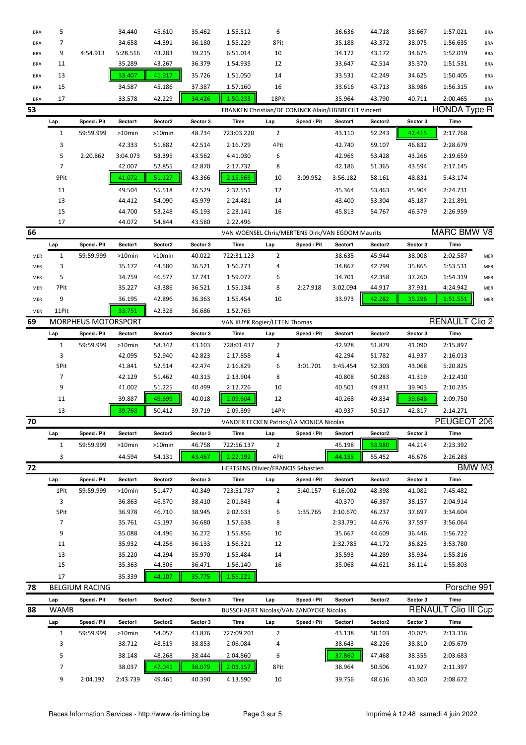| | Lap | Speed / Pit | Sector1 | Sector2 | Sector 3 | Time | Lap | Speed / Pit | Sector1 | Sector2 | Sector 3 | Time | |
|---|---|---|---|---|---|---|---|---|---|---|---|---|---|
| BRA | 5 | | 34.440 | 45.610 | 35.462 | 1:55.512 | 6 | | 36.636 | 44.718 | 35.667 | 1:57.021 | BRA |
| BRA | 7 | | 34.658 | 44.391 | 36.180 | 1:55.229 | 8Pit | | 35.188 | 43.372 | 38.075 | 1:56.635 | BRA |
| BRA | 9 | 4:54.913 | 5:28.516 | 43.283 | 39.215 | 6:51.014 | 10 | | 34.172 | 43.172 | 34.675 | 1:52.019 | BRA |
| BRA | 11 | | 35.289 | 43.267 | 36.379 | 1:54.935 | 12 | | 33.647 | 42.514 | 35.370 | 1:51.531 | BRA |
| BRA | 13 | | 33.407 | 41.917 | 35.726 | 1:51.050 | 14 | | 33.531 | 42.249 | 34.625 | 1:50.405 | BRA |
| BRA | 15 | | 34.587 | 45.186 | 37.387 | 1:57.160 | 16 | | 33.616 | 43.713 | 38.986 | 1:56.315 | BRA |
| BRA | 17 | | 33.578 | 42.229 | 34.426 | 1:50.233 | 18Pit | | 35.964 | 43.790 | 40.711 | 2:00.465 | BRA |

## 53 — FRANKEN Christian/DE CONINCK Alain/LIBBRECHT Vincent — HONDA Type R

| Lap | Speed / Pit | Sector1 | Sector2 | Sector 3 | Time | Lap | Speed / Pit | Sector1 | Sector2 | Sector 3 | Time |
|---|---|---|---|---|---|---|---|---|---|---|---|
| 1 | 59:59.999 | >10min | >10min | 48.734 | 723:03.220 | 2 | | 43.110 | 52.243 | 42.415 | 2:17.768 |
| 3 | | 42.333 | 51.882 | 42.514 | 2:16.729 | 4Pit | | 42.740 | 59.107 | 46.832 | 2:28.679 |
| 5 | 2:20.862 | 3:04.073 | 53.395 | 43.562 | 4:41.030 | 6 | | 42.965 | 53.428 | 43.266 | 2:19.659 |
| 7 | | 42.007 | 52.855 | 42.870 | 2:17.732 | 8 | | 42.186 | 51.365 | 43.594 | 2:17.145 |
| 9Pit | | 41.072 | 51.127 | 43.366 | 2:15.565 | 10 | 3:09.952 | 3:56.182 | 58.161 | 48.831 | 5:43.174 |
| 11 | | 49.504 | 55.518 | 47.529 | 2:32.551 | 12 | | 45.364 | 53.463 | 45.904 | 2:24.731 |
| 13 | | 44.412 | 54.090 | 45.979 | 2:24.481 | 14 | | 43.400 | 53.304 | 45.187 | 2:21.891 |
| 15 | | 44.700 | 53.248 | 45.193 | 2:23.141 | 16 | | 45.813 | 54.767 | 46.379 | 2:26.959 |
| 17 | | 44.072 | 54.844 | 43.580 | 2:22.496 | | | | | | |

## 66 — VAN WOENSEL Chris/MERTENS Dirk/VAN EGDOM Maurits — MARC BMW V8

| | Lap | Speed / Pit | Sector1 | Sector2 | Sector 3 | Time | Lap | Speed / Pit | Sector1 | Sector2 | Sector 3 | Time | |
|---|---|---|---|---|---|---|---|---|---|---|---|---|---|
| MER | 1 | 59:59.999 | >10min | >10min | 40.022 | 722:31.123 | 2 | | 38.635 | 45.944 | 38.008 | 2:02.587 | MER |
| MER | 3 | | 35.172 | 44.580 | 36.521 | 1:56.273 | 4 | | 34.867 | 42.799 | 35.865 | 1:53.531 | MER |
| MER | 5 | | 34.759 | 46.577 | 37.741 | 1:59.077 | 6 | | 34.701 | 42.358 | 37.260 | 1:54.319 | MER |
| MER | 7Pit | | 35.227 | 43.386 | 36.521 | 1:55.134 | 8 | 2:27.918 | 3:02.094 | 44.917 | 37.931 | 4:24.942 | MER |
| MER | 9 | | 36.195 | 42.896 | 36.363 | 1:55.454 | 10 | | 33.973 | 42.282 | 35.296 | 1:51.551 | MER |
| MER | 11Pit | | 33.751 | 42.328 | 36.686 | 1:52.765 | | | | | | | |

## 69 — MORPHEUS MOTORSPORT — VAN KUYK Rogier/LETEN Thomas — RENAULT Clio 2

| Lap | Speed / Pit | Sector1 | Sector2 | Sector 3 | Time | Lap | Speed / Pit | Sector1 | Sector2 | Sector 3 | Time |
|---|---|---|---|---|---|---|---|---|---|---|---|
| 1 | 59:59.999 | >10min | 58.342 | 43.103 | 728:01.437 | 2 | | 42.928 | 51.879 | 41.090 | 2:15.897 |
| 3 | | 42.095 | 52.940 | 42.823 | 2:17.858 | 4 | | 42.294 | 51.782 | 41.937 | 2:16.013 |
| 5Pit | | 41.841 | 52.514 | 42.474 | 2:16.829 | 6 | 3:01.701 | 3:45.454 | 52.303 | 43.068 | 5:20.825 |
| 7 | | 42.129 | 51.462 | 40.313 | 2:13.904 | 8 | | 40.808 | 50.283 | 41.319 | 2:12.410 |
| 9 | | 41.002 | 51.225 | 40.499 | 2:12.726 | 10 | | 40.501 | 49.831 | 39.903 | 2:10.235 |
| 11 | | 39.887 | 49.699 | 40.018 | 2:09.604 | 12 | | 40.268 | 49.834 | 39.648 | 2:09.750 |
| 13 | | 39.768 | 50.412 | 39.719 | 2:09.899 | 14Pit | | 40.937 | 50.517 | 42.817 | 2:14.271 |

## 70 — VANDER EECKEN Patrick/LA MONICA Nicolas — PEUGEOT 206

| Lap | Speed / Pit | Sector1 | Sector2 | Sector 3 | Time | Lap | Speed / Pit | Sector1 | Sector2 | Sector 3 | Time |
|---|---|---|---|---|---|---|---|---|---|---|---|
| 1 | 59:59.999 | >10min | >10min | 46.758 | 722:56.137 | 2 | | 45.198 | 53.980 | 44.214 | 2:23.392 |
| 3 | | 44.594 | 54.131 | 43.467 | 2:22.192 | 4Pit | | 44.155 | 55.452 | 46.676 | 2:26.283 |

## 72 — HERTSENS Olivier/FRANCIS Sébastien — BMW M3

| Lap | Speed / Pit | Sector1 | Sector2 | Sector 3 | Time | Lap | Speed / Pit | Sector1 | Sector2 | Sector 3 | Time |
|---|---|---|---|---|---|---|---|---|---|---|---|
| 1Pit | 59:59.999 | >10min | 51.477 | 40.349 | 723:51.787 | 2 | 5:40.157 | 6:16.002 | 48.398 | 41.082 | 7:45.482 |
| 3 | | 36.863 | 46.570 | 38.410 | 2:01.843 | 4 | | 40.370 | 46.387 | 38.157 | 2:04.914 |
| 5Pit | | 36.978 | 46.710 | 38.945 | 2:02.633 | 6 | 1:35.765 | 2:10.670 | 46.237 | 37.697 | 3:34.604 |
| 7 | | 35.761 | 45.197 | 36.680 | 1:57.638 | 8 | | 2:33.791 | 44.676 | 37.597 | 3:56.064 |
| 9 | | 35.088 | 44.496 | 36.272 | 1:55.856 | 10 | | 35.667 | 44.609 | 36.446 | 1:56.722 |
| 11 | | 35.932 | 44.256 | 36.133 | 1:56.321 | 12 | | 2:32.785 | 44.172 | 36.823 | 3:53.780 |
| 13 | | 35.220 | 44.294 | 35.970 | 1:55.484 | 14 | | 35.593 | 44.289 | 35.934 | 1:55.816 |
| 15 | | 35.363 | 44.306 | 36.471 | 1:56.140 | 16 | | 35.068 | 44.621 | 36.114 | 1:55.803 |
| 17 | | 35.339 | 44.107 | 35.775 | 1:55.221 | | | | | | |

## 78 — BELGIUM RACING — Porsche 991

| Lap | Speed / Pit | Sector1 | Sector2 | Sector 3 | Time | Lap | Speed / Pit | Sector1 | Sector2 | Sector 3 | Time |
|---|---|---|---|---|---|---|---|---|---|---|---|

## 88 — WAMB — BUSSCHAERT Nicolas/VAN ZANDYCKE Nicolas — RENAULT Clio III Cup

| Lap | Speed / Pit | Sector1 | Sector2 | Sector 3 | Time | Lap | Speed / Pit | Sector1 | Sector2 | Sector 3 | Time |
|---|---|---|---|---|---|---|---|---|---|---|---|
| 1 | 59:59.999 | >10min | 54.057 | 43.876 | 727:09.201 | 2 | | 43.138 | 50.103 | 40.075 | 2:13.316 |
| 3 | | 38.712 | 48.519 | 38.853 | 2:06.084 | 4 | | 38.643 | 48.226 | 38.810 | 2:05.679 |
| 5 | | 38.148 | 48.268 | 38.444 | 2:04.860 | 6 | | 37.860 | 47.468 | 38.355 | 2:03.683 |
| 7 | | 38.037 | 47.041 | 38.079 | 2:03.157 | 8Pit | | 38.964 | 50.506 | 41.927 | 2:11.397 |
| 9 | 2:04.192 | 2:43.739 | 49.461 | 40.390 | 4:13.590 | 10 | | 39.756 | 48.616 | 40.300 | 2:08.672 |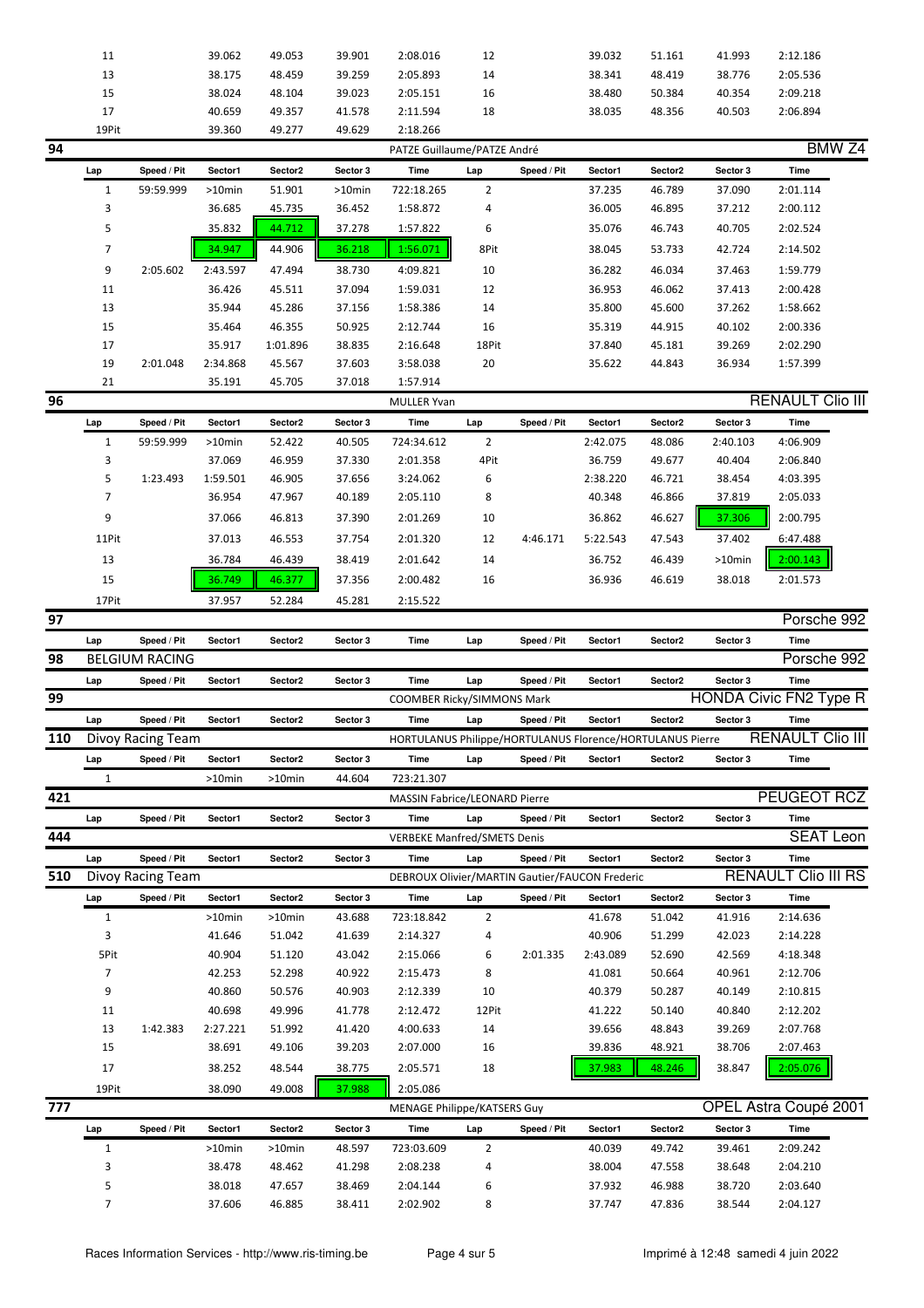| Lap | Speed / Pit | Sector1 | Sector2 | Sector 3 | Time | Lap | Speed / Pit | Sector1 | Sector2 | Sector 3 | Time |
|---|---|---|---|---|---|---|---|---|---|---|---|
| 11 | | 39.062 | 49.053 | 39.901 | 2:08.016 | 12 | | 39.032 | 51.161 | 41.993 | 2:12.186 |
| 13 | | 38.175 | 48.459 | 39.259 | 2:05.893 | 14 | | 38.341 | 48.419 | 38.776 | 2:05.536 |
| 15 | | 38.024 | 48.104 | 39.023 | 2:05.151 | 16 | | 38.480 | 50.384 | 40.354 | 2:09.218 |
| 17 | | 40.659 | 49.357 | 41.578 | 2:11.594 | 18 | | 38.035 | 48.356 | 40.503 | 2:06.894 |
| 19Pit | | 39.360 | 49.277 | 49.629 | 2:18.266 | | | | | | |

## 94 — PATZE Guillaume/PATZE André — BMW Z4

| Lap | Speed / Pit | Sector1 | Sector2 | Sector 3 | Time | Lap | Speed / Pit | Sector1 | Sector2 | Sector 3 | Time |
|---|---|---|---|---|---|---|---|---|---|---|---|
| 1 | 59:59.999 | >10min | 51.901 | >10min | 722:18.265 | 2 | | 37.235 | 46.789 | 37.090 | 2:01.114 |
| 3 | | 36.685 | 45.735 | 36.452 | 1:58.872 | 4 | | 36.005 | 46.895 | 37.212 | 2:00.112 |
| 5 | | 35.832 | 44.712 | 37.278 | 1:57.822 | 6 | | 35.076 | 46.743 | 40.705 | 2:02.524 |
| 7 | | 34.947 | 44.906 | 36.218 | 1:56.071 | 8Pit | | 38.045 | 53.733 | 42.724 | 2:14.502 |
| 9 | 2:05.602 | 2:43.597 | 47.494 | 38.730 | 4:09.821 | 10 | | 36.282 | 46.034 | 37.463 | 1:59.779 |
| 11 | | 36.426 | 45.511 | 37.094 | 1:59.031 | 12 | | 36.953 | 46.062 | 37.413 | 2:00.428 |
| 13 | | 35.944 | 45.286 | 37.156 | 1:58.386 | 14 | | 35.800 | 45.600 | 37.262 | 1:58.662 |
| 15 | | 35.464 | 46.355 | 50.925 | 2:12.744 | 16 | | 35.319 | 44.915 | 40.102 | 2:00.336 |
| 17 | | 35.917 | 1:01.896 | 38.835 | 2:16.648 | 18Pit | | 37.840 | 45.181 | 39.269 | 2:02.290 |
| 19 | 2:01.048 | 2:34.868 | 45.567 | 37.603 | 3:58.038 | 20 | | 35.622 | 44.843 | 36.934 | 1:57.399 |
| 21 | | 35.191 | 45.705 | 37.018 | 1:57.914 | | | | | | |

## 96 — MULLER Yvan — RENAULT Clio III

| Lap | Speed / Pit | Sector1 | Sector2 | Sector 3 | Time | Lap | Speed / Pit | Sector1 | Sector2 | Sector 3 | Time |
|---|---|---|---|---|---|---|---|---|---|---|---|
| 1 | 59:59.999 | >10min | 52.422 | 40.505 | 724:34.612 | 2 | | 2:42.075 | 48.086 | 2:40.103 | 4:06.909 |
| 3 | | 37.069 | 46.959 | 37.330 | 2:01.358 | 4Pit | | 36.759 | 49.677 | 40.404 | 2:06.840 |
| 5 | 1:23.493 | 1:59.501 | 46.905 | 37.656 | 3:24.062 | 6 | | 2:38.220 | 46.721 | 38.454 | 4:03.395 |
| 7 | | 36.954 | 47.967 | 40.189 | 2:05.110 | 8 | | 40.348 | 46.866 | 37.819 | 2:05.033 |
| 9 | | 37.066 | 46.813 | 37.390 | 2:01.269 | 10 | | 36.862 | 46.627 | 37.306 | 2:00.795 |
| 11Pit | | 37.013 | 46.553 | 37.754 | 2:01.320 | 12 | 4:46.171 | 5:22.543 | 47.543 | 37.402 | 6:47.488 |
| 13 | | 36.784 | 46.439 | 38.419 | 2:01.642 | 14 | | 36.752 | 46.439 | >10min | 2:00.143 |
| 15 | | 36.749 | 46.377 | 37.356 | 2:00.482 | 16 | | 36.936 | 46.619 | 38.018 | 2:01.573 |
| 17Pit | | 37.957 | 52.284 | 45.281 | 2:15.522 | | | | | | |

## 97 — Porsche 992

| Lap | Speed / Pit | Sector1 | Sector2 | Sector 3 | Time | Lap | Speed / Pit | Sector1 | Sector2 | Sector 3 | Time |
|---|---|---|---|---|---|---|---|---|---|---|---|

## 98 — BELGIUM RACING — Porsche 992

| Lap | Speed / Pit | Sector1 | Sector2 | Sector 3 | Time | Lap | Speed / Pit | Sector1 | Sector2 | Sector 3 | Time |
|---|---|---|---|---|---|---|---|---|---|---|---|

## 99 — COOMBER Ricky/SIMMONS Mark — HONDA Civic FN2 Type R

| Lap | Speed / Pit | Sector1 | Sector2 | Sector 3 | Time | Lap | Speed / Pit | Sector1 | Sector2 | Sector 3 | Time |
|---|---|---|---|---|---|---|---|---|---|---|---|

## 110 — Divoy Racing Team — HORTULANUS Philippe/HORTULANUS Florence/HORTULANUS Pierre — RENAULT Clio III

| Lap | Speed / Pit | Sector1 | Sector2 | Sector 3 | Time | Lap | Speed / Pit | Sector1 | Sector2 | Sector 3 | Time |
|---|---|---|---|---|---|---|---|---|---|---|---|
| 1 | | >10min | >10min | 44.604 | 723:21.307 | | | | | | |

## 421 — MASSIN Fabrice/LEONARD Pierre — PEUGEOT RCZ

| Lap | Speed / Pit | Sector1 | Sector2 | Sector 3 | Time | Lap | Speed / Pit | Sector1 | Sector2 | Sector 3 | Time |
|---|---|---|---|---|---|---|---|---|---|---|---|

## 444 — VERBEKE Manfred/SMETS Denis — SEAT Leon

| Lap | Speed / Pit | Sector1 | Sector2 | Sector 3 | Time | Lap | Speed / Pit | Sector1 | Sector2 | Sector 3 | Time |
|---|---|---|---|---|---|---|---|---|---|---|---|

## 510 — Divoy Racing Team — DEBROUX Olivier/MARTIN Gautier/FAUCON Frederic — RENAULT Clio III RS

| Lap | Speed / Pit | Sector1 | Sector2 | Sector 3 | Time | Lap | Speed / Pit | Sector1 | Sector2 | Sector 3 | Time |
|---|---|---|---|---|---|---|---|---|---|---|---|
| 1 | | >10min | >10min | 43.688 | 723:18.842 | 2 | | 41.678 | 51.042 | 41.916 | 2:14.636 |
| 3 | | 41.646 | 51.042 | 41.639 | 2:14.327 | 4 | | 40.906 | 51.299 | 42.023 | 2:14.228 |
| 5Pit | | 40.904 | 51.120 | 43.042 | 2:15.066 | 6 | 2:01.335 | 2:43.089 | 52.690 | 42.569 | 4:18.348 |
| 7 | | 42.253 | 52.298 | 40.922 | 2:15.473 | 8 | | 41.081 | 50.664 | 40.961 | 2:12.706 |
| 9 | | 40.860 | 50.576 | 40.903 | 2:12.339 | 10 | | 40.379 | 50.287 | 40.149 | 2:10.815 |
| 11 | | 40.698 | 49.996 | 41.778 | 2:12.472 | 12Pit | | 41.222 | 50.140 | 40.840 | 2:12.202 |
| 13 | 1:42.383 | 2:27.221 | 51.992 | 41.420 | 4:00.633 | 14 | | 39.656 | 48.843 | 39.269 | 2:07.768 |
| 15 | | 38.691 | 49.106 | 39.203 | 2:07.000 | 16 | | 39.836 | 48.921 | 38.706 | 2:07.463 |
| 17 | | 38.252 | 48.544 | 38.775 | 2:05.571 | 18 | | 37.983 | 48.246 | 38.847 | 2:05.076 |
| 19Pit | | 38.090 | 49.008 | 37.988 | 2:05.086 | | | | | | |

## 777 — MENAGE Philippe/KATSERS Guy — OPEL Astra Coupé 2001

| Lap | Speed / Pit | Sector1 | Sector2 | Sector 3 | Time | Lap | Speed / Pit | Sector1 | Sector2 | Sector 3 | Time |
|---|---|---|---|---|---|---|---|---|---|---|---|
| 1 | | >10min | >10min | 48.597 | 723:03.609 | 2 | | 40.039 | 49.742 | 39.461 | 2:09.242 |
| 3 | | 38.478 | 48.462 | 41.298 | 2:08.238 | 4 | | 38.004 | 47.558 | 38.648 | 2:04.210 |
| 5 | | 38.018 | 47.657 | 38.469 | 2:04.144 | 6 | | 37.932 | 46.988 | 38.720 | 2:03.640 |
| 7 | | 37.606 | 46.885 | 38.411 | 2:02.902 | 8 | | 37.747 | 47.836 | 38.544 | 2:04.127 |

Races Information Services - http://www.ris-timing.be — Imprimé à 12:48 samedi 4 juin 2022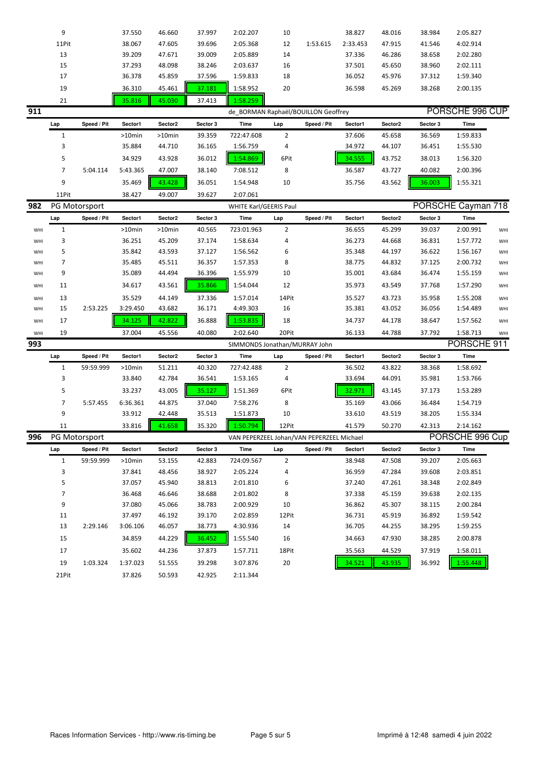| Lap | Speed / Pit | Sector1 | Sector2 | Sector 3 | Time | Lap | Speed / Pit | Sector1 | Sector2 | Sector 3 | Time |
|---|---|---|---|---|---|---|---|---|---|---|---|
| 9 | | 37.550 | 46.660 | 37.997 | 2:02.207 | 10 | | 38.827 | 48.016 | 38.984 | 2:05.827 |
| 11Pit | | 38.067 | 47.605 | 39.696 | 2:05.368 | 12 | 1:53.615 | 2:33.453 | 47.915 | 41.546 | 4:02.914 |
| 13 | | 39.209 | 47.671 | 39.009 | 2:05.889 | 14 | | 37.336 | 46.286 | 38.658 | 2:02.280 |
| 15 | | 37.293 | 48.098 | 38.246 | 2:03.637 | 16 | | 37.501 | 45.650 | 38.960 | 2:02.111 |
| 17 | | 36.378 | 45.859 | 37.596 | 1:59.833 | 18 | | 36.052 | 45.976 | 37.312 | 1:59.340 |
| 19 | | 36.310 | 45.461 | 37.181 | 1:58.952 | 20 | | 36.598 | 45.269 | 38.268 | 2:00.135 |
| 21 | | 35.816 | 45.030 | 37.413 | 1:58.259 | | | | | | |

## 911 — de_BORMAN Raphaël/BOUILLON Geoffrey — PORSCHE 996 CUP

| Lap | Speed / Pit | Sector1 | Sector2 | Sector 3 | Time | Lap | Speed / Pit | Sector1 | Sector2 | Sector 3 | Time |
|---|---|---|---|---|---|---|---|---|---|---|---|
| 1 | | >10min | >10min | 39.359 | 722:47.608 | 2 | | 37.606 | 45.658 | 36.569 | 1:59.833 |
| 3 | | 35.884 | 44.710 | 36.165 | 1:56.759 | 4 | | 34.972 | 44.107 | 36.451 | 1:55.530 |
| 5 | | 34.929 | 43.928 | 36.012 | 1:54.869 | 6Pit | | 34.555 | 43.752 | 38.013 | 1:56.320 |
| 7 | 5:04.114 | 5:43.365 | 47.007 | 38.140 | 7:08.512 | 8 | | 36.587 | 43.727 | 40.082 | 2:00.396 |
| 9 | | 35.469 | 43.428 | 36.051 | 1:54.948 | 10 | | 35.756 | 43.562 | 36.003 | 1:55.321 |
| 11Pit | | 38.427 | 49.007 | 39.627 | 2:07.061 | | | | | | |

## 982 — PG Motorsport — WHITE Karl/GEERIS Paul — PORSCHE Cayman 718

| | Lap | Speed / Pit | Sector1 | Sector2 | Sector 3 | Time | Lap | Speed / Pit | Sector1 | Sector2 | Sector 3 | Time | |
|---|---|---|---|---|---|---|---|---|---|---|---|---|---|
| WHI | 1 | | >10min | >10min | 40.565 | 723:01.963 | 2 | | 36.655 | 45.299 | 39.037 | 2:00.991 | WHI |
| WHI | 3 | | 36.251 | 45.209 | 37.174 | 1:58.634 | 4 | | 36.273 | 44.668 | 36.831 | 1:57.772 | WHI |
| WHI | 5 | | 35.842 | 43.593 | 37.127 | 1:56.562 | 6 | | 35.348 | 44.197 | 36.622 | 1:56.167 | WHI |
| WHI | 7 | | 35.485 | 45.511 | 36.357 | 1:57.353 | 8 | | 38.775 | 44.832 | 37.125 | 2:00.732 | WHI |
| WHI | 9 | | 35.089 | 44.494 | 36.396 | 1:55.979 | 10 | | 35.001 | 43.684 | 36.474 | 1:55.159 | WHI |
| WHI | 11 | | 34.617 | 43.561 | 35.866 | 1:54.044 | 12 | | 35.973 | 43.549 | 37.768 | 1:57.290 | WHI |
| WHI | 13 | | 35.529 | 44.149 | 37.336 | 1:57.014 | 14Pit | | 35.527 | 43.723 | 35.958 | 1:55.208 | WHI |
| WHI | 15 | 2:53.225 | 3:29.450 | 43.682 | 36.171 | 4:49.303 | 16 | | 35.381 | 43.052 | 36.056 | 1:54.489 | WHI |
| WHI | 17 | | 34.125 | 42.822 | 36.888 | 1:53.835 | 18 | | 34.737 | 44.178 | 38.647 | 1:57.562 | WHI |
| WHI | 19 | | 37.004 | 45.556 | 40.080 | 2:02.640 | 20Pit | | 36.133 | 44.788 | 37.792 | 1:58.713 | WHI |

## 993 — SIMMONDS Jonathan/MURRAY John — PORSCHE 911

| Lap | Speed / Pit | Sector1 | Sector2 | Sector 3 | Time | Lap | Speed / Pit | Sector1 | Sector2 | Sector 3 | Time |
|---|---|---|---|---|---|---|---|---|---|---|---|
| 1 | 59:59.999 | >10min | 51.211 | 40.320 | 727:42.488 | 2 | | 36.502 | 43.822 | 38.368 | 1:58.692 |
| 3 | | 33.840 | 42.784 | 36.541 | 1:53.165 | 4 | | 33.694 | 44.091 | 35.981 | 1:53.766 |
| 5 | | 33.237 | 43.005 | 35.127 | 1:51.369 | 6Pit | | 32.971 | 43.145 | 37.173 | 1:53.289 |
| 7 | 5:57.455 | 6:36.361 | 44.875 | 37.040 | 7:58.276 | 8 | | 35.169 | 43.066 | 36.484 | 1:54.719 |
| 9 | | 33.912 | 42.448 | 35.513 | 1:51.873 | 10 | | 33.610 | 43.519 | 38.205 | 1:55.334 |
| 11 | | 33.816 | 41.658 | 35.320 | 1:50.794 | 12Pit | | 41.579 | 50.270 | 42.313 | 2:14.162 |

## 996 — PG Motorsport — VAN PEPERZEEL Johan/VAN PEPERZEEL Michael — PORSCHE 996 Cup

| Lap | Speed / Pit | Sector1 | Sector2 | Sector 3 | Time | Lap | Speed / Pit | Sector1 | Sector2 | Sector 3 | Time |
|---|---|---|---|---|---|---|---|---|---|---|---|
| 1 | 59:59.999 | >10min | 53.155 | 42.883 | 724:09.567 | 2 | | 38.948 | 47.508 | 39.207 | 2:05.663 |
| 3 | | 37.841 | 48.456 | 38.927 | 2:05.224 | 4 | | 36.959 | 47.284 | 39.608 | 2:03.851 |
| 5 | | 37.057 | 45.940 | 38.813 | 2:01.810 | 6 | | 37.240 | 47.261 | 38.348 | 2:02.849 |
| 7 | | 36.468 | 46.646 | 38.688 | 2:01.802 | 8 | | 37.338 | 45.159 | 39.638 | 2:02.135 |
| 9 | | 37.080 | 45.066 | 38.783 | 2:00.929 | 10 | | 36.862 | 45.307 | 38.115 | 2:00.284 |
| 11 | | 37.497 | 46.192 | 39.170 | 2:02.859 | 12Pit | | 36.731 | 45.919 | 36.892 | 1:59.542 |
| 13 | 2:29.146 | 3:06.106 | 46.057 | 38.773 | 4:30.936 | 14 | | 36.705 | 44.255 | 38.295 | 1:59.255 |
| 15 | | 34.859 | 44.229 | 36.452 | 1:55.540 | 16 | | 34.663 | 47.930 | 38.285 | 2:00.878 |
| 17 | | 35.602 | 44.236 | 37.873 | 1:57.711 | 18Pit | | 35.563 | 44.529 | 37.919 | 1:58.011 |
| 19 | 1:03.324 | 1:37.023 | 51.555 | 39.298 | 3:07.876 | 20 | | 34.521 | 43.935 | 36.992 | 1:55.448 |
| 21Pit | | 37.826 | 50.593 | 42.925 | 2:11.344 | | | | | | |

Races Information Services - http://www.ris-timing.be

Imprimé à 12:48 samedi 4 juin 2022